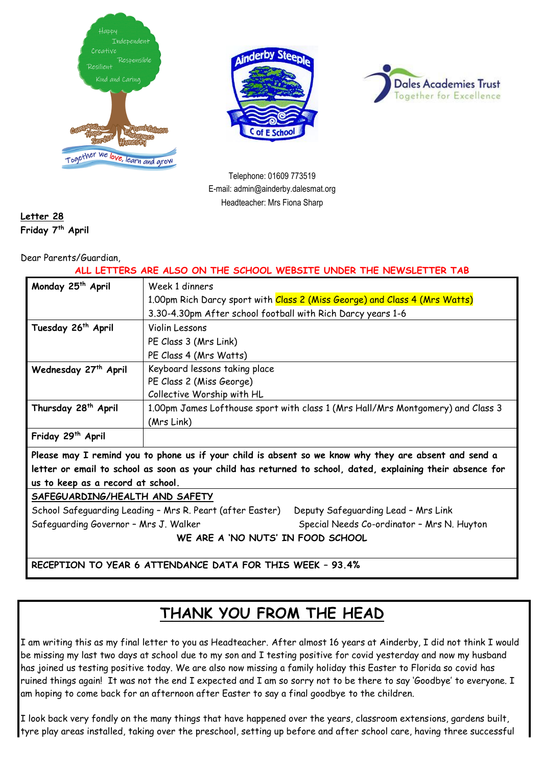Telephone: 01609 773519
E-mail: admin@ainderby.dalesmat.org
Headteacher: Mrs Fiona Sharp

**Letter 28**
**Friday 7th April**

Dear Parents/Guardian,

**ALL LETTERS ARE ALSO ON THE SCHOOL WEBSITE UNDER THE NEWSLETTER TAB**

| | |
|---|---|
| **Monday 25th April** | Week 1 dinners<br>1.00pm Rich Darcy sport with Class 2 (Miss George) and Class 4 (Mrs Watts)<br>3.30-4.30pm After school football with Rich Darcy years 1-6 |
| **Tuesday 26th April** | Violin Lessons<br>PE Class 3 (Mrs Link)<br>PE Class 4 (Mrs Watts) |
| **Wednesday 27th April** | Keyboard lessons taking place<br>PE Class 2 (Miss George)<br>Collective Worship with HL |
| **Thursday 28th April** | 1.00pm James Lofthouse sport with class 1 (Mrs Hall/Mrs Montgomery) and Class 3 (Mrs Link) |
| **Friday 29th April** | |

**Please may I remind you to phone us if your child is absent so we know why they are absent and send a letter or email to school as soon as your child has returned to school, dated, explaining their absence for us to keep as a record at school.**

**SAFEGUARDING/HEALTH AND SAFETY**

School Safeguarding Leading – Mrs R. Peart (after Easter)    Deputy Safeguarding Lead – Mrs Link
Safeguarding Governor – Mrs J. Walker    Special Needs Co-ordinator – Mrs N. Huyton

**WE ARE A 'NO NUTS' IN FOOD SCHOOL**

**RECEPTION TO YEAR 6 ATTENDANCE DATA FOR THIS WEEK – 93.4%**

## THANK YOU FROM THE HEAD

I am writing this as my final letter to you as Headteacher. After almost 16 years at Ainderby, I did not think I would be missing my last two days at school due to my son and I testing positive for covid yesterday and now my husband has joined us testing positive today. We are also now missing a family holiday this Easter to Florida so covid has ruined things again! It was not the end I expected and I am so sorry not to be there to say 'Goodbye' to everyone. I am hoping to come back for an afternoon after Easter to say a final goodbye to the children.

I look back very fondly on the many things that have happened over the years, classroom extensions, gardens built, tyre play areas installed, taking over the preschool, setting up before and after school care, having three successful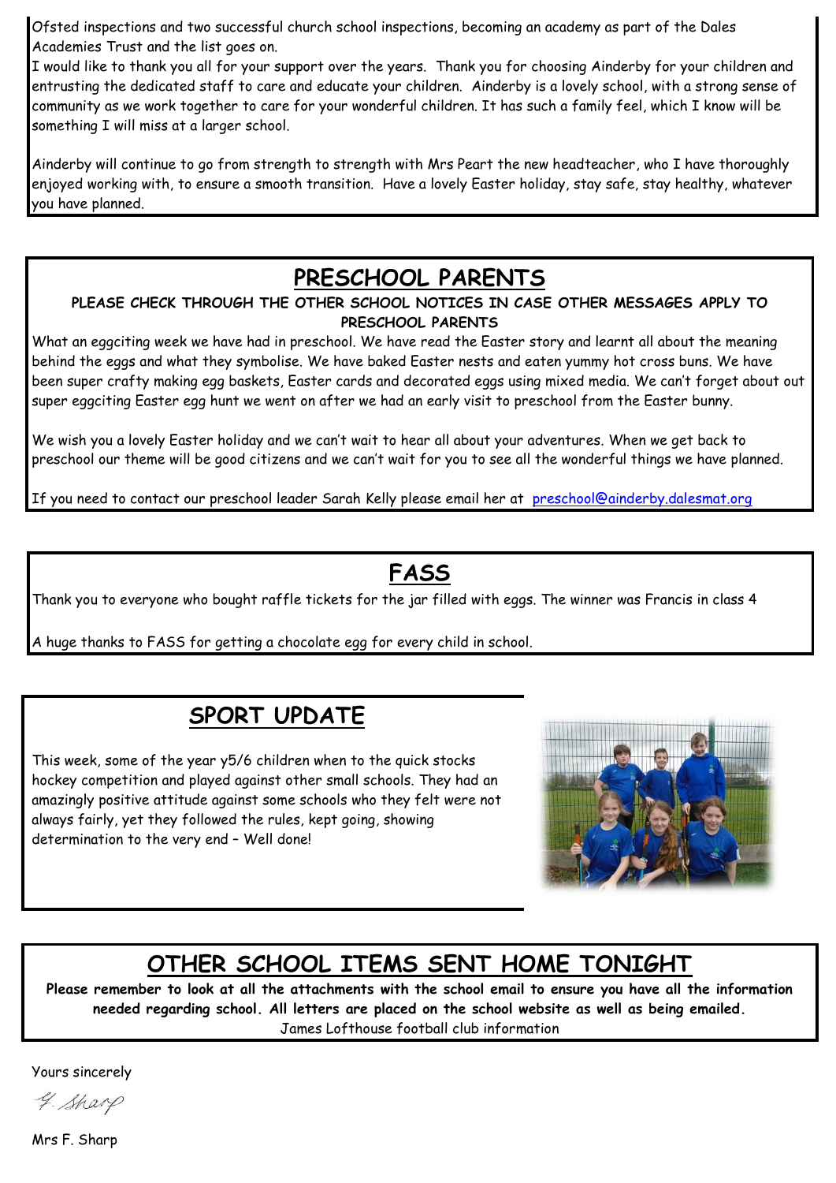Ofsted inspections and two successful church school inspections, becoming an academy as part of the Dales Academies Trust and the list goes on.
I would like to thank you all for your support over the years. Thank you for choosing Ainderby for your children and entrusting the dedicated staff to care and educate your children. Ainderby is a lovely school, with a strong sense of community as we work together to care for your wonderful children. It has such a family feel, which I know will be something I will miss at a larger school.

Ainderby will continue to go from strength to strength with Mrs Peart the new headteacher, who I have thoroughly enjoyed working with, to ensure a smooth transition. Have a lovely Easter holiday, stay safe, stay healthy, whatever you have planned.

## PRESCHOOL PARENTS

**PLEASE CHECK THROUGH THE OTHER SCHOOL NOTICES IN CASE OTHER MESSAGES APPLY TO PRESCHOOL PARENTS**

What an eggciting week we have had in preschool. We have read the Easter story and learnt all about the meaning behind the eggs and what they symbolise. We have baked Easter nests and eaten yummy hot cross buns. We have been super crafty making egg baskets, Easter cards and decorated eggs using mixed media. We can't forget about out super eggciting Easter egg hunt we went on after we had an early visit to preschool from the Easter bunny.

We wish you a lovely Easter holiday and we can't wait to hear all about your adventures. When we get back to preschool our theme will be good citizens and we can't wait for you to see all the wonderful things we have planned.

If you need to contact our preschool leader Sarah Kelly please email her at preschool@ainderby.dalesmat.org

## FASS

Thank you to everyone who bought raffle tickets for the jar filled with eggs. The winner was Francis in class 4

A huge thanks to FASS for getting a chocolate egg for every child in school.

## SPORT UPDATE

This week, some of the year y5/6 children when to the quick stocks hockey competition and played against other small schools. They had an amazingly positive attitude against some schools who they felt were not always fairly, yet they followed the rules, kept going, showing determination to the very end – Well done!

## OTHER SCHOOL ITEMS SENT HOME TONIGHT

**Please remember to look at all the attachments with the school email to ensure you have all the information needed regarding school. All letters are placed on the school website as well as being emailed.**

James Lofthouse football club information

Yours sincerely

F. Sharp

Mrs F. Sharp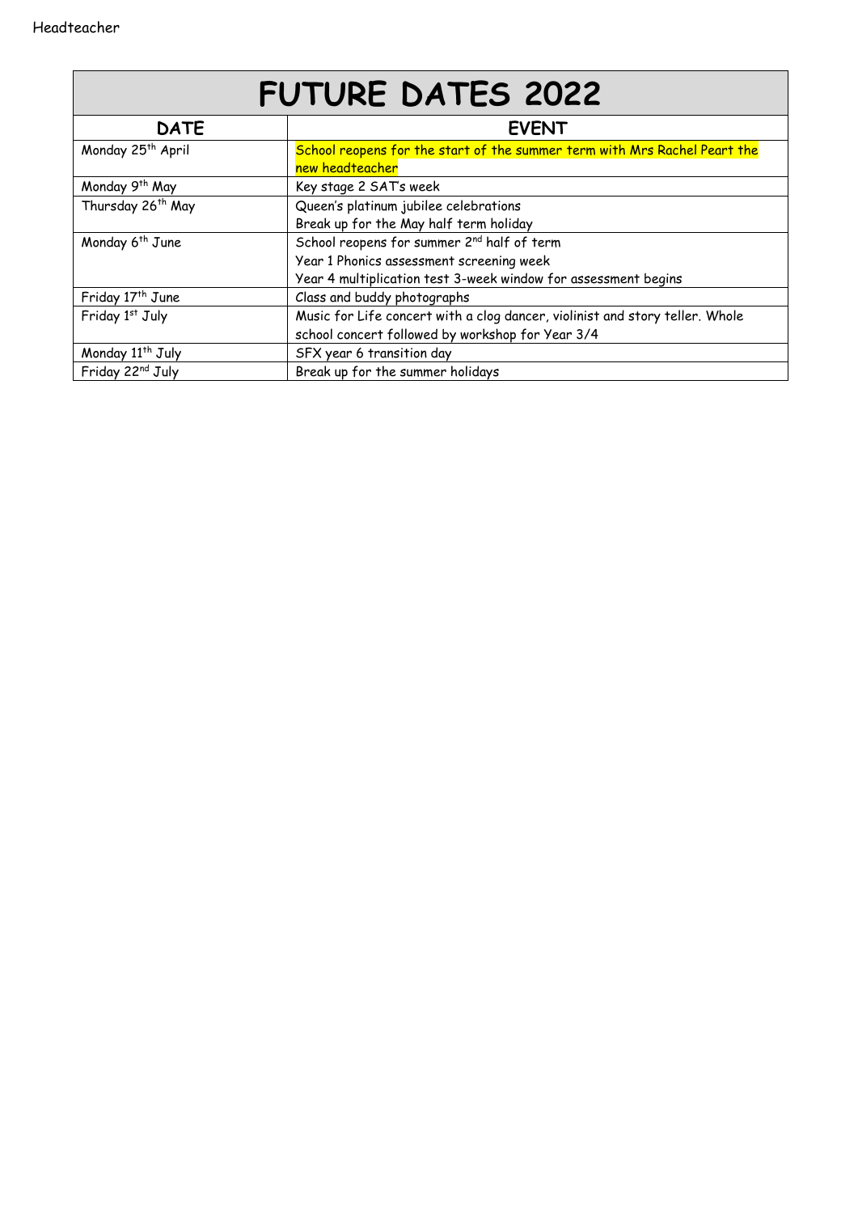Headteacher

| FUTURE DATES 2022 | |
|---|---|
| **DATE** | **EVENT** |
| Monday 25th April | School reopens for the start of the summer term with Mrs Rachel Peart the new headteacher |
| Monday 9th May | Key stage 2 SAT's week |
| Thursday 26th May | Queen's platinum jubilee celebrations<br>Break up for the May half term holiday |
| Monday 6th June | School reopens for summer 2nd half of term<br>Year 1 Phonics assessment screening week<br>Year 4 multiplication test 3-week window for assessment begins |
| Friday 17th June | Class and buddy photographs |
| Friday 1st July | Music for Life concert with a clog dancer, violinist and story teller. Whole school concert followed by workshop for Year 3/4 |
| Monday 11th July | SFX year 6 transition day |
| Friday 22nd July | Break up for the summer holidays |